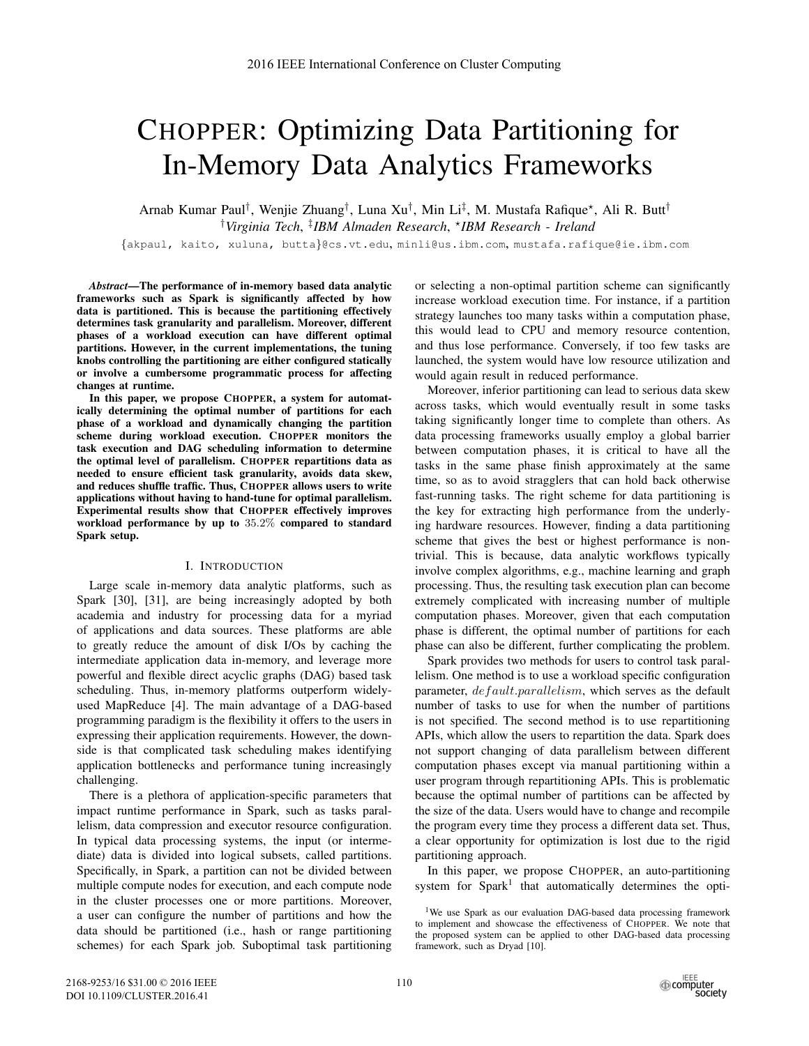# CHOPPER: Optimizing Data Partitioning for In-Memory Data Analytics Frameworks

Arnab Kumar Paul[†], Wenjie Zhuang[†], Luna Xu[†], Min Li[‡], M. Mustafa Rafique[⋆], Ali R. Butt[†]

[†]*Virginia Tech*, [‡]*IBM Almaden Research*, [⋆]*IBM Research - Ireland*

{akpaul, kaito, xuluna, butta}@cs.vt.edu, minli@us.ibm.com, mustafa.rafique@ie.ibm.com

***Abstract*—The performance of in-memory based data analytic frameworks such as Spark is significantly affected by how data is partitioned. This is because the partitioning effectively determines task granularity and parallelism. Moreover, different phases of a workload execution can have different optimal partitions. However, in the current implementations, the tuning knobs controlling the partitioning are either configured statically or involve a cumbersome programmatic process for affecting changes at runtime.**

**In this paper, we propose CHOPPER, a system for automatically determining the optimal number of partitions for each phase of a workload and dynamically changing the partition scheme during workload execution. CHOPPER monitors the task execution and DAG scheduling information to determine the optimal level of parallelism. CHOPPER repartitions data as needed to ensure efficient task granularity, avoids data skew, and reduces shuffle traffic. Thus, CHOPPER allows users to write applications without having to hand-tune for optimal parallelism. Experimental results show that CHOPPER effectively improves workload performance by up to $35.2\%$ compared to standard Spark setup.**

## I. INTRODUCTION

Large scale in-memory data analytic platforms, such as Spark [30], [31], are being increasingly adopted by both academia and industry for processing data for a myriad of applications and data sources. These platforms are able to greatly reduce the amount of disk I/Os by caching the intermediate application data in-memory, and leverage more powerful and flexible direct acyclic graphs (DAG) based task scheduling. Thus, in-memory platforms outperform widely-used MapReduce [4]. The main advantage of a DAG-based programming paradigm is the flexibility it offers to the users in expressing their application requirements. However, the downside is that complicated task scheduling makes identifying application bottlenecks and performance tuning increasingly challenging.

There is a plethora of application-specific parameters that impact runtime performance in Spark, such as tasks parallelism, data compression and executor resource configuration. In typical data processing systems, the input (or intermediate) data is divided into logical subsets, called partitions. Specifically, in Spark, a partition can not be divided between multiple compute nodes for execution, and each compute node in the cluster processes one or more partitions. Moreover, a user can configure the number of partitions and how the data should be partitioned (i.e., hash or range partitioning schemes) for each Spark job. Suboptimal task partitioning or selecting a non-optimal partition scheme can significantly increase workload execution time. For instance, if a partition strategy launches too many tasks within a computation phase, this would lead to CPU and memory resource contention, and thus lose performance. Conversely, if too few tasks are launched, the system would have low resource utilization and would again result in reduced performance.

Moreover, inferior partitioning can lead to serious data skew across tasks, which would eventually result in some tasks taking significantly longer time to complete than others. As data processing frameworks usually employ a global barrier between computation phases, it is critical to have all the tasks in the same phase finish approximately at the same time, so as to avoid stragglers that can hold back otherwise fast-running tasks. The right scheme for data partitioning is the key for extracting high performance from the underlying hardware resources. However, finding a data partitioning scheme that gives the best or highest performance is non-trivial. This is because, data analytic workflows typically involve complex algorithms, e.g., machine learning and graph processing. Thus, the resulting task execution plan can become extremely complicated with increasing number of multiple computation phases. Moreover, given that each computation phase is different, the optimal number of partitions for each phase can also be different, further complicating the problem.

Spark provides two methods for users to control task parallelism. One method is to use a workload specific configuration parameter, $default.parallelism$, which serves as the default number of tasks to use for when the number of partitions is not specified. The second method is to use repartitioning APIs, which allow the users to repartition the data. Spark does not support changing of data parallelism between different computation phases except via manual partitioning within a user program through repartitioning APIs. This is problematic because the optimal number of partitions can be affected by the size of the data. Users would have to change and recompile the program every time they process a different data set. Thus, a clear opportunity for optimization is lost due to the rigid partitioning approach.

In this paper, we propose CHOPPER, an auto-partitioning system for Spark[1] that automatically determines the opti-

[1]We use Spark as our evaluation DAG-based data processing framework to implement and showcase the effectiveness of CHOPPER. We note that the proposed system can be applied to other DAG-based data processing framework, such as Dryad [10].

2168-9253/16 $31.00 © 2016 IEEE
DOI 10.1109/CLUSTER.2016.41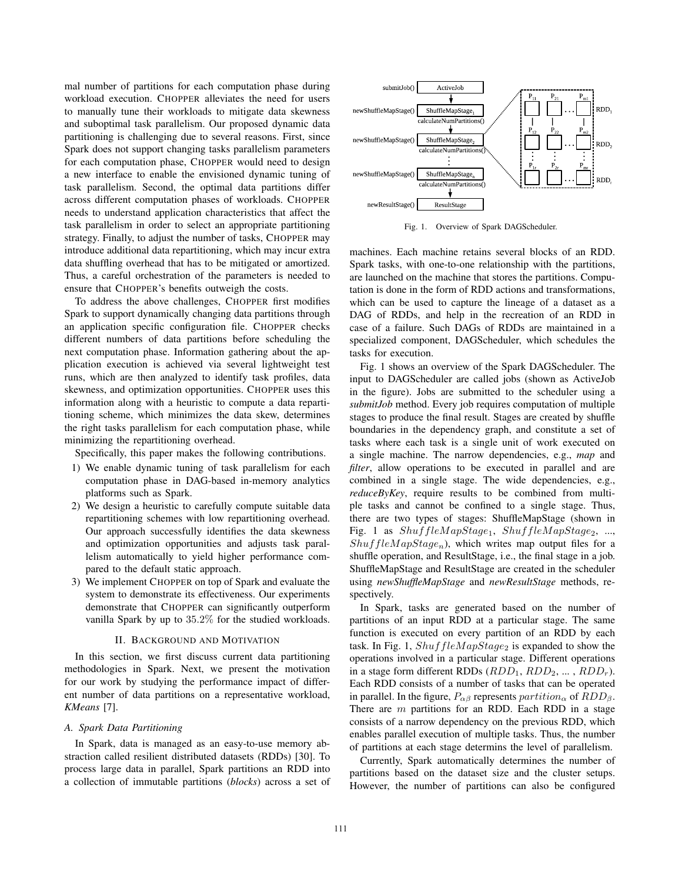mal number of partitions for each computation phase during workload execution. CHOPPER alleviates the need for users to manually tune their workloads to mitigate data skewness and suboptimal task parallelism. Our proposed dynamic data partitioning is challenging due to several reasons. First, since Spark does not support changing tasks parallelism parameters for each computation phase, CHOPPER would need to design a new interface to enable the envisioned dynamic tuning of task parallelism. Second, the optimal data partitions differ across different computation phases of workloads. CHOPPER needs to understand application characteristics that affect the task parallelism in order to select an appropriate partitioning strategy. Finally, to adjust the number of tasks, CHOPPER may introduce additional data repartitioning, which may incur extra data shuffling overhead that has to be mitigated or amortized. Thus, a careful orchestration of the parameters is needed to ensure that CHOPPER's benefits outweigh the costs.

To address the above challenges, CHOPPER first modifies Spark to support dynamically changing data partitions through an application specific configuration file. CHOPPER checks different numbers of data partitions before scheduling the next computation phase. Information gathering about the application execution is achieved via several lightweight test runs, which are then analyzed to identify task profiles, data skewness, and optimization opportunities. CHOPPER uses this information along with a heuristic to compute a data repartitioning scheme, which minimizes the data skew, determines the right tasks parallelism for each computation phase, while minimizing the repartitioning overhead.

Specifically, this paper makes the following contributions.

1) We enable dynamic tuning of task parallelism for each computation phase in DAG-based in-memory analytics platforms such as Spark.
2) We design a heuristic to carefully compute suitable data repartitioning schemes with low repartitioning overhead. Our approach successfully identifies the data skewness and optimization opportunities and adjusts task parallelism automatically to yield higher performance compared to the default static approach.
3) We implement CHOPPER on top of Spark and evaluate the system to demonstrate its effectiveness. Our experiments demonstrate that CHOPPER can significantly outperform vanilla Spark by up to $35.2\%$ for the studied workloads.

## II. BACKGROUND AND MOTIVATION

In this section, we first discuss current data partitioning methodologies in Spark. Next, we present the motivation for our work by studying the performance impact of different number of data partitions on a representative workload, *KMeans* [7].

### A. Spark Data Partitioning

In Spark, data is managed as an easy-to-use memory abstraction called resilient distributed datasets (RDDs) [30]. To process large data in parallel, Spark partitions an RDD into a collection of immutable partitions (*blocks*) across a set of machines. Each machine retains several blocks of an RDD. Spark tasks, with one-to-one relationship with the partitions, are launched on the machine that stores the partitions. Computation is done in the form of RDD actions and transformations, which can be used to capture the lineage of a dataset as a DAG of RDDs, and help in the recreation of an RDD in case of a failure. Such DAGs of RDDs are maintained in a specialized component, DAGScheduler, which schedules the tasks for execution.

Fig. 1. Overview of Spark DAGScheduler.

Fig. 1 shows an overview of the Spark DAGScheduler. The input to DAGScheduler are called jobs (shown as ActiveJob in the figure). Jobs are submitted to the scheduler using a *submitJob* method. Every job requires computation of multiple stages to produce the final result. Stages are created by shuffle boundaries in the dependency graph, and constitute a set of tasks where each task is a single unit of work executed on a single machine. The narrow dependencies, e.g., *map* and *filter*, allow operations to be executed in parallel and are combined in a single stage. The wide dependencies, e.g., *reduceByKey*, require results to be combined from multiple tasks and cannot be confined to a single stage. Thus, there are two types of stages: ShuffleMapStage (shown in Fig. 1 as $ShuffleMapStage_1$, $ShuffleMapStage_2$, ..., $ShuffleMapStage_n$), which writes map output files for a shuffle operation, and ResultStage, i.e., the final stage in a job. ShuffleMapStage and ResultStage are created in the scheduler using ***newShuffleMapStage*** and ***newResultStage*** methods, respectively.

In Spark, tasks are generated based on the number of partitions of an input RDD at a particular stage. The same function is executed on every partition of an RDD by each task. In Fig. 1, $ShuffleMapStage_2$ is expanded to show the operations involved in a particular stage. Different operations in a stage form different RDDs ($RDD_1$, $RDD_2$, ... , $RDD_r$). Each RDD consists of a number of tasks that can be operated in parallel. In the figure, $P_{\alpha\beta}$ represents $partition_\alpha$ of $RDD_\beta$. There are $m$ partitions for an RDD. Each RDD in a stage consists of a narrow dependency on the previous RDD, which enables parallel execution of multiple tasks. Thus, the number of partitions at each stage determins the level of parallelism.

Currently, Spark automatically determines the number of partitions based on the dataset size and the cluster setups. However, the number of partitions can also be configured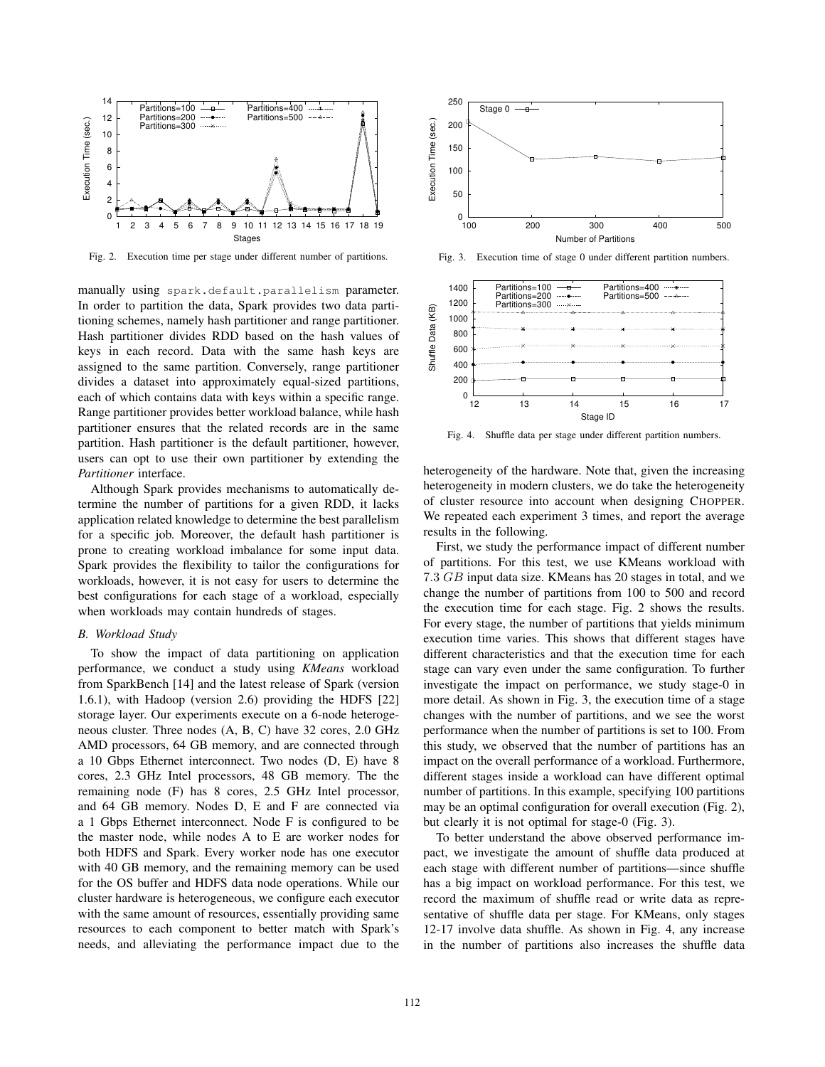Fig. 2. Execution time per stage under different number of partitions.

Fig. 3. Execution time of stage 0 under different partition numbers.

Fig. 4. Shuffle data per stage under different partition numbers.

manually using `spark.default.parallelism` parameter. In order to partition the data, Spark provides two data partitioning schemes, namely hash partitioner and range partitioner. Hash partitioner divides RDD based on the hash values of keys in each record. Data with the same hash keys are assigned to the same partition. Conversely, range partitioner divides a dataset into approximately equal-sized partitions, each of which contains data with keys within a specific range. Range partitioner provides better workload balance, while hash partitioner ensures that the related records are in the same partition. Hash partitioner is the default partitioner, however, users can opt to use their own partitioner by extending the *Partitioner* interface.

Although Spark provides mechanisms to automatically determine the number of partitions for a given RDD, it lacks application related knowledge to determine the best parallelism for a specific job. Moreover, the default hash partitioner is prone to creating workload imbalance for some input data. Spark provides the flexibility to tailor the configurations for workloads, however, it is not easy for users to determine the best configurations for each stage of a workload, especially when workloads may contain hundreds of stages.

### B. Workload Study

To show the impact of data partitioning on application performance, we conduct a study using *KMeans* workload from SparkBench [14] and the latest release of Spark (version 1.6.1), with Hadoop (version 2.6) providing the HDFS [22] storage layer. Our experiments execute on a 6-node heterogeneous cluster. Three nodes (A, B, C) have 32 cores, 2.0 GHz AMD processors, 64 GB memory, and are connected through a 10 Gbps Ethernet interconnect. Two nodes (D, E) have 8 cores, 2.3 GHz Intel processors, 48 GB memory. The the remaining node (F) has 8 cores, 2.5 GHz Intel processor, and 64 GB memory. Nodes D, E and F are connected via a 1 Gbps Ethernet interconnect. Node F is configured to be the master node, while nodes A to E are worker nodes for both HDFS and Spark. Every worker node has one executor with 40 GB memory, and the remaining memory can be used for the OS buffer and HDFS data node operations. While our cluster hardware is heterogeneous, we configure each executor with the same amount of resources, essentially providing same resources to each component to better match with Spark's needs, and alleviating the performance impact due to the heterogeneity of the hardware. Note that, given the increasing heterogeneity in modern clusters, we do take the heterogeneity of cluster resource into account when designing CHOPPER. We repeated each experiment 3 times, and report the average results in the following.

First, we study the performance impact of different number of partitions. For this test, we use KMeans workload with $7.3\ GB$ input data size. KMeans has 20 stages in total, and we change the number of partitions from 100 to 500 and record the execution time for each stage. Fig. 2 shows the results. For every stage, the number of partitions that yields minimum execution time varies. This shows that different stages have different characteristics and that the execution time for each stage can vary even under the same configuration. To further investigate the impact on performance, we study stage-0 in more detail. As shown in Fig. 3, the execution time of a stage changes with the number of partitions, and we see the worst performance when the number of partitions is set to 100. From this study, we observed that the number of partitions has an impact on the overall performance of a workload. Furthermore, different stages inside a workload can have different optimal number of partitions. In this example, specifying 100 partitions may be an optimal configuration for overall execution (Fig. 2), but clearly it is not optimal for stage-0 (Fig. 3).

To better understand the above observed performance impact, we investigate the amount of shuffle data produced at each stage with different number of partitions—since shuffle has a big impact on workload performance. For this test, we record the maximum of shuffle read or write data as representative of shuffle data per stage. For KMeans, only stages 12-17 involve data shuffle. As shown in Fig. 4, any increase in the number of partitions also increases the shuffle data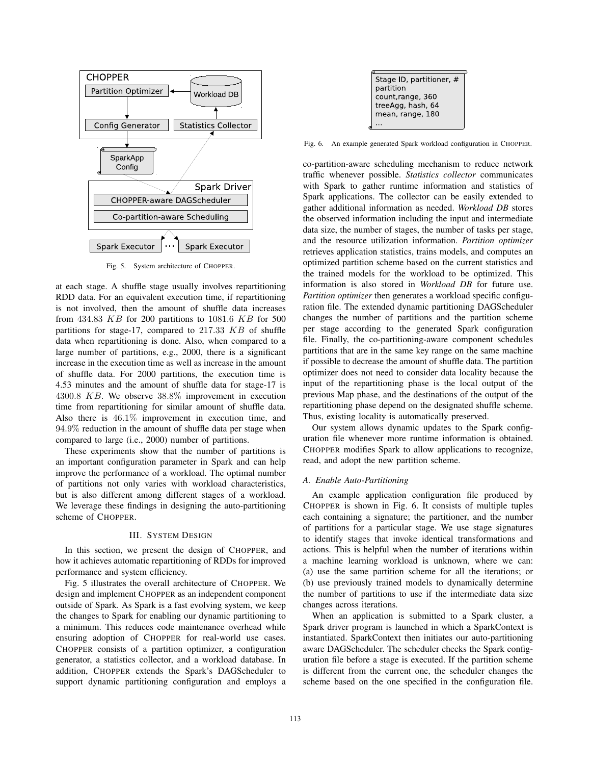CHOPPER

Partition Optimizer

Workload DB

Config Generator

Statistics Collector

SparkApp Config

Spark Driver

CHOPPER-aware DAGScheduler

Co-partition-aware Scheduling

Spark Executor

···

Spark Executor

Fig. 5. System architecture of CHOPPER.

at each stage. A shuffle stage usually involves repartitioning RDD data. For an equivalent execution time, if repartitioning is not involved, then the amount of shuffle data increases from 434.83 $KB$ for 200 partitions to 1081.6 $KB$ for 500 partitions for stage-17, compared to 217.33 $KB$ of shuffle data when repartitioning is done. Also, when compared to a large number of partitions, e.g., 2000, there is a significant increase in the execution time as well as increase in the amount of shuffle data. For 2000 partitions, the execution time is 4.53 minutes and the amount of shuffle data for stage-17 is 4300.8 $KB$. We observe 38.8% improvement in execution time from repartitioning for similar amount of shuffle data. Also there is 46.1% improvement in execution time, and 94.9% reduction in the amount of shuffle data per stage when compared to large (i.e., 2000) number of partitions.

These experiments show that the number of partitions is an important configuration parameter in Spark and can help improve the performance of a workload. The optimal number of partitions not only varies with workload characteristics, but is also different among different stages of a workload. We leverage these findings in designing the auto-partitioning scheme of CHOPPER.

## III. SYSTEM DESIGN

In this section, we present the design of CHOPPER, and how it achieves automatic repartitioning of RDDs for improved performance and system efficiency.

Fig. 5 illustrates the overall architecture of CHOPPER. We design and implement CHOPPER as an independent component outside of Spark. As Spark is a fast evolving system, we keep the changes to Spark for enabling our dynamic partitioning to a minimum. This reduces code maintenance overhead while ensuring adoption of CHOPPER for real-world use cases. CHOPPER consists of a partition optimizer, a configuration generator, a statistics collector, and a workload database. In addition, CHOPPER extends the Spark's DAGScheduler to support dynamic partitioning configuration and employs a co-partition-aware scheduling mechanism to reduce network traffic whenever possible. *Statistics collector* communicates with Spark to gather runtime information and statistics of Spark applications. The collector can be easily extended to gather additional information as needed. *Workload DB* stores the observed information including the input and intermediate data size, the number of stages, the number of tasks per stage, and the resource utilization information. *Partition optimizer* retrieves application statistics, trains models, and computes an optimized partition scheme based on the current statistics and the trained models for the workload to be optimized. This information is also stored in *Workload DB* for future use. *Partition optimizer* then generates a workload specific configuration file. The extended dynamic partitioning DAGScheduler changes the number of partitions and the partition scheme per stage according to the generated Spark configuration file. Finally, the co-partitioning-aware component schedules partitions that are in the same key range on the same machine if possible to decrease the amount of shuffle data. The partition optimizer does not need to consider data locality because the input of the repartitioning phase is the local output of the previous Map phase, and the destinations of the output of the repartitioning phase depend on the designated shuffle scheme. Thus, existing locality is automatically preserved.

Our system allows dynamic updates to the Spark configuration file whenever more runtime information is obtained. CHOPPER modifies Spark to allow applications to recognize, read, and adopt the new partition scheme.

```
Stage ID, partitioner, # partition
count,range, 360
treeAgg, hash, 64
mean, range, 180
...
```

Fig. 6. An example generated Spark workload configuration in CHOPPER.

### A. Enable Auto-Partitioning

An example application configuration file produced by CHOPPER is shown in Fig. 6. It consists of multiple tuples each containing a signature; the partitioner, and the number of partitions for a particular stage. We use stage signatures to identify stages that invoke identical transformations and actions. This is helpful when the number of iterations within a machine learning workload is unknown, where we can: (a) use the same partition scheme for all the iterations; or (b) use previously trained models to dynamically determine the number of partitions to use if the intermediate data size changes across iterations.

When an application is submitted to a Spark cluster, a Spark driver program is launched in which a SparkContext is instantiated. SparkContext then initiates our auto-partitioning aware DAGScheduler. The scheduler checks the Spark configuration file before a stage is executed. If the partition scheme is different from the current one, the scheduler changes the scheme based on the one specified in the configuration file.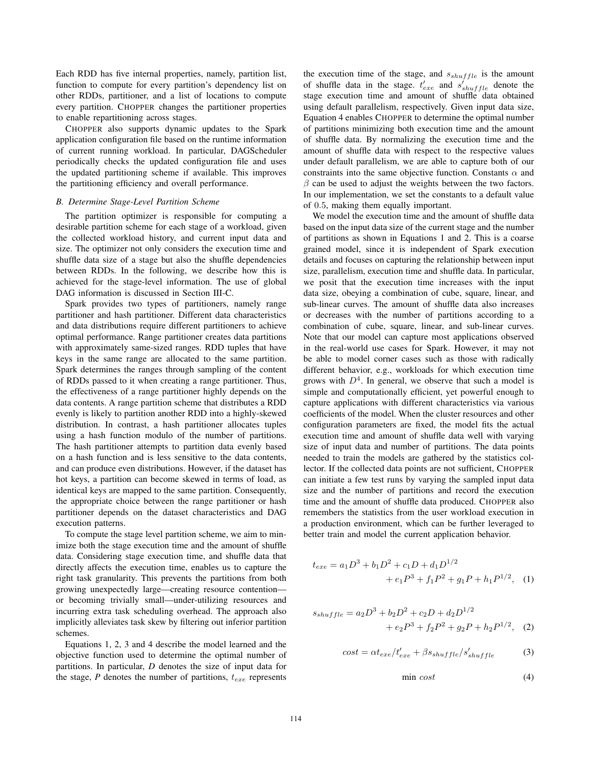Each RDD has five internal properties, namely, partition list, function to compute for every partition's dependency list on other RDDs, partitioner, and a list of locations to compute every partition. CHOPPER changes the partitioner properties to enable repartitioning across stages.

CHOPPER also supports dynamic updates to the Spark application configuration file based on the runtime information of current running workload. In particular, DAGScheduler periodically checks the updated configuration file and uses the updated partitioning scheme if available. This improves the partitioning efficiency and overall performance.

### B. Determine Stage-Level Partition Scheme

The partition optimizer is responsible for computing a desirable partition scheme for each stage of a workload, given the collected workload history, and current input data and size. The optimizer not only considers the execution time and shuffle data size of a stage but also the shuffle dependencies between RDDs. In the following, we describe how this is achieved for the stage-level information. The use of global DAG information is discussed in Section III-C.

Spark provides two types of partitioners, namely range partitioner and hash partitioner. Different data characteristics and data distributions require different partitioners to achieve optimal performance. Range partitioner creates data partitions with approximately same-sized ranges. RDD tuples that have keys in the same range are allocated to the same partition. Spark determines the ranges through sampling of the content of RDDs passed to it when creating a range partitioner. Thus, the effectiveness of a range partitioner highly depends on the data contents. A range partition scheme that distributes a RDD evenly is likely to partition another RDD into a highly-skewed distribution. In contrast, a hash partitioner allocates tuples using a hash function modulo of the number of partitions. The hash partitioner attempts to partition data evenly based on a hash function and is less sensitive to the data contents, and can produce even distributions. However, if the dataset has hot keys, a partition can become skewed in terms of load, as identical keys are mapped to the same partition. Consequently, the appropriate choice between the range partitioner or hash partitioner depends on the dataset characteristics and DAG execution patterns.

To compute the stage level partition scheme, we aim to minimize both the stage execution time and the amount of shuffle data. Considering stage execution time, and shuffle data that directly affects the execution time, enables us to capture the right task granularity. This prevents the partitions from both growing unexpectedly large—creating resource contention—or becoming trivially small—under-utilizing resources and incurring extra task scheduling overhead. The approach also implicitly alleviates task skew by filtering out inferior partition schemes.

Equations 1, 2, 3 and 4 describe the model learned and the objective function used to determine the optimal number of partitions. In particular, *D* denotes the size of input data for the stage, *P* denotes the number of partitions, $t_{exe}$ represents the execution time of the stage, and $s_{shuffle}$ is the amount of shuffle data in the stage. $t'_{exe}$ and $s'_{shuffle}$ denote the stage execution time and amount of shuffle data obtained using default parallelism, respectively. Given input data size, Equation 4 enables CHOPPER to determine the optimal number of partitions minimizing both execution time and the amount of shuffle data. By normalizing the execution time and the amount of shuffle data with respect to the respective values under default parallelism, we are able to capture both of our constraints into the same objective function. Constants $\alpha$ and $\beta$ can be used to adjust the weights between the two factors. In our implementation, we set the constants to a default value of 0.5, making them equally important.

We model the execution time and the amount of shuffle data based on the input data size of the current stage and the number of partitions as shown in Equations 1 and 2. This is a coarse grained model, since it is independent of Spark execution details and focuses on capturing the relationship between input size, parallelism, execution time and shuffle data. In particular, we posit that the execution time increases with the input data size, obeying a combination of cube, square, linear, and sub-linear curves. The amount of shuffle data also increases or decreases with the number of partitions according to a combination of cube, square, linear, and sub-linear curves. Note that our model can capture most applications observed in the real-world use cases for Spark. However, it may not be able to model corner cases such as those with radically different behavior, e.g., workloads for which execution time grows with $D^4$. In general, we observe that such a model is simple and computationally efficient, yet powerful enough to capture applications with different characteristics via various coefficients of the model. When the cluster resources and other configuration parameters are fixed, the model fits the actual execution time and amount of shuffle data well with varying size of input data and number of partitions. The data points needed to train the models are gathered by the statistics collector. If the collected data points are not sufficient, CHOPPER can initiate a few test runs by varying the sampled input data size and the number of partitions and record the execution time and the amount of shuffle data produced. CHOPPER also remembers the statistics from the user workload execution in a production environment, which can be further leveraged to better train and model the current application behavior.

$$t_{exe} = a_1 D^3 + b_1 D^2 + c_1 D + d_1 D^{1/2} + e_1 P^3 + f_1 P^2 + g_1 P + h_1 P^{1/2}, \quad (1)$$

$$s_{shuffle} = a_2 D^3 + b_2 D^2 + c_2 D + d_2 D^{1/2} + e_2 P^3 + f_2 P^2 + g_2 P + h_2 P^{1/2}, \quad (2)$$

$$cost = \alpha t_{exe}/t'_{exe} + \beta s_{shuffle}/s'_{shuffle} \quad (3)$$

$$\min\ cost \quad (4)$$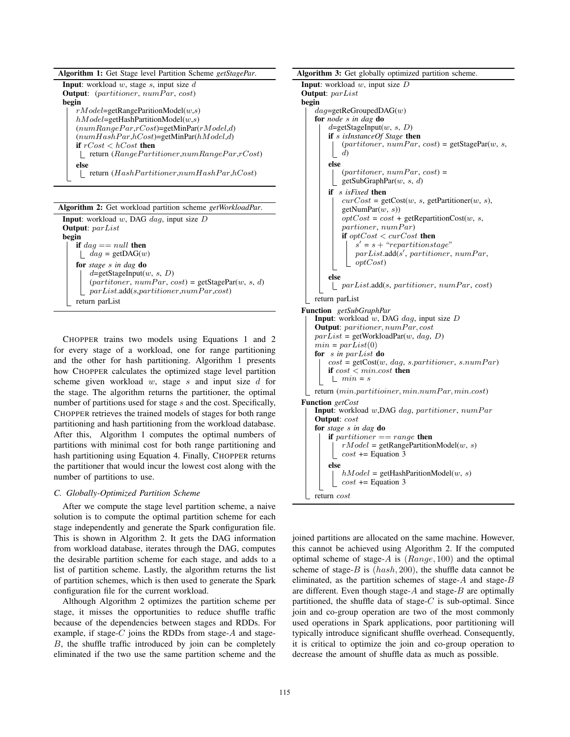**Algorithm 1:** Get Stage level Partition Scheme *getStagePar*.

```
Input: workload w, stage s, input size d
Output: (partitioner, numPar, cost)
begin
    rModel=getRangeParitionModel(w,s)
    hModel=getHashPartitionModel(w,s)
    (numRangePar,rCost)=getMinPar(rModel,d)
    (numHashPar,hCost)=getMinPar(hModel,d)
    if rCost < hCost then
        return (RangePartitioner,numRangePar,rCost)
    else
        return (HashPartitioner,numHashPar,hCost)
```

**Algorithm 2:** Get workload partition scheme *getWorkloadPar*.

```
Input: workload w, DAG dag, input size D
Output: parList
begin
    if dag == null then
        dag = getDAG(w)
    for stage s in dag do
        d=getStageInput(w, s, D)
        (partitoner, numPar, cost) = getStagePar(w, s, d)
        parList.add(s,partitioner,numPar,cost)
    return parList
```

CHOPPER trains two models using Equations 1 and 2 for every stage of a workload, one for range partitioning and the other for hash partitioning. Algorithm 1 presents how CHOPPER calculates the optimized stage level partition scheme given workload $w$, stage $s$ and input size $d$ for the stage. The algorithm returns the partitioner, the optimal number of partitions used for stage $s$ and the cost. Specifically, CHOPPER retrieves the trained models of stages for both range partitioning and hash partitioning from the workload database. After this, Algorithm 1 computes the optimal numbers of partitions with minimal cost for both range partitioning and hash partitioning using Equation 4. Finally, CHOPPER returns the partitioner that would incur the lowest cost along with the number of partitions to use.

### C. Globally-Optimized Partition Scheme

After we compute the stage level partition scheme, a naive solution is to compute the optimal partition scheme for each stage independently and generate the Spark configuration file. This is shown in Algorithm 2. It gets the DAG information from workload database, iterates through the DAG, computes the desirable partition scheme for each stage, and adds to a list of partition scheme. Lastly, the algorithm returns the list of partition schemes, which is then used to generate the Spark configuration file for the current workload.

Although Algorithm 2 optimizes the partition scheme per stage, it misses the opportunities to reduce shuffle traffic because of the dependencies between stages and RDDs. For example, if stage-$C$ joins the RDDs from stage-$A$ and stage-$B$, the shuffle traffic introduced by join can be completely eliminated if the two use the same partition scheme and the joined partitions are allocated on the same machine. However, this cannot be achieved using Algorithm 2. If the computed optimal scheme of stage-$A$ is $(Range, 100)$ and the optimal scheme of stage-$B$ is $(hash, 200)$, the shuffle data cannot be eliminated, as the partition schemes of stage-$A$ and stage-$B$ are different. Even though stage-$A$ and stage-$B$ are optimally partitioned, the shuffle data of stage-$C$ is sub-optimal. Since join and co-group operation are two of the most commonly used operations in Spark applications, poor partitioning will typically introduce significant shuffle overhead. Consequently, it is critical to optimize the join and co-group operation to decrease the amount of shuffle data as much as possible.

**Algorithm 3:** Get globally optimized partition scheme.

```
Input: workload w, input size D
Output: parList
begin
    dag=getReGroupedDAG(w)
    for node s in dag do
        d=getStageInput(w, s, D)
        if s isInstanceOf Stage then
            (partitoner, numPar, cost) = getStagePar(w, s, d)
        else
            (partitoner, numPar, cost) = getSubGraphPar(w, s, d)
        if s isFixed then
            curCost = getCost(w, s, getPartitioner(w, s), getNumPar(w, s))
            optCost = cost + getRepartitionCost(w, s, partioner, numPar)
            if optCost < curCost then
                s' = s + "repartitionstage"
                parList.add(s', partitioner, numPar, optCost)
        else
            parList.add(s, partitioner, numPar, cost)
    return parList

Function getSubGraphPar
    Input: workload w, DAG dag, input size D
    Output: paritioner, numPar, cost
    parList = getWorkloadPar(w, dag, D)
    min = parList(0)
    for s in parList do
        cost = getCost(w, dag, s.partitioner, s.numPar)
        if cost < min.cost then
            min = s
    return (min.partitioiner, min.numPar, min.cost)

Function getCost
    Input: workload w,DAG dag, partitioner, numPar
    Output: cost
    for stage s in dag do
        if partitioner == range then
            rModel = getRangePartitionModel(w, s)
            cost += Equation 3
        else
            hModel = getHashParitionModel(w, s)
            cost += Equation 3
    return cost
```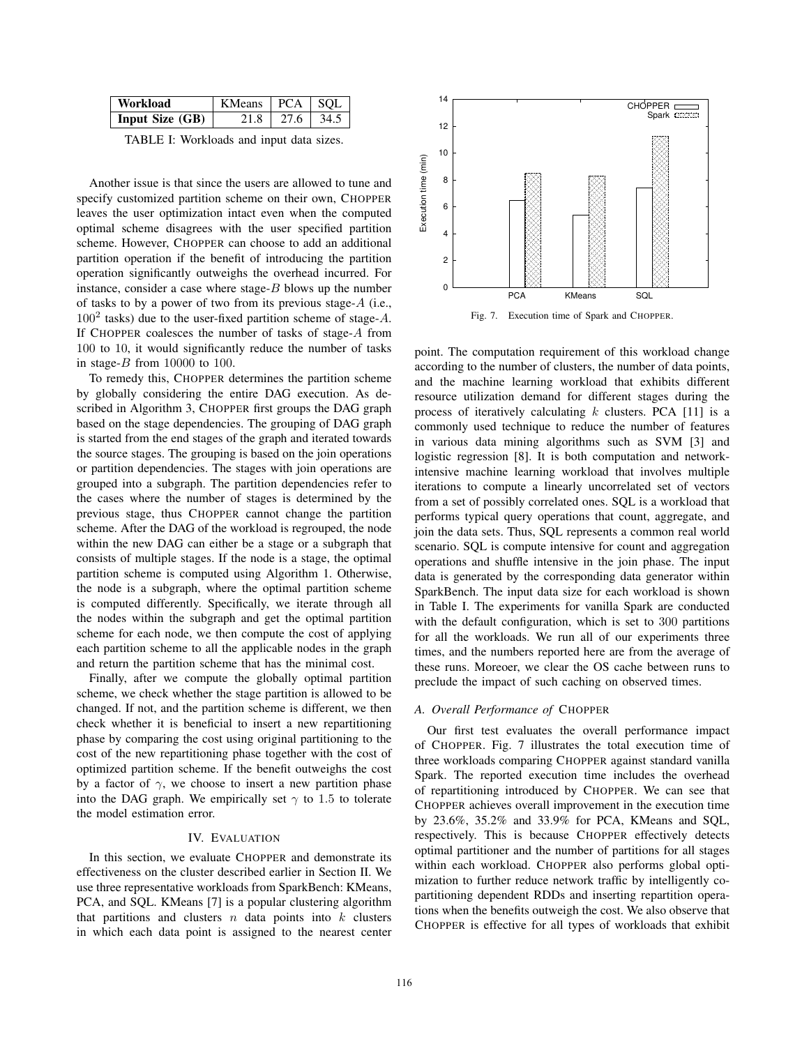| Workload | KMeans | PCA | SQL |
|---|---|---|---|
| **Input Size (GB)** | 21.8 | 27.6 | 34.5 |

TABLE I: Workloads and input data sizes.

Another issue is that since the users are allowed to tune and specify customized partition scheme on their own, CHOPPER leaves the user optimization intact even when the computed optimal scheme disagrees with the user specified partition scheme. However, CHOPPER can choose to add an additional partition operation if the benefit of introducing the partition operation significantly outweighs the overhead incurred. For instance, consider a case where stage-$B$ blows up the number of tasks to by a power of two from its previous stage-$A$ (i.e., $100^2$ tasks) due to the user-fixed partition scheme of stage-$A$. If CHOPPER coalesces the number of tasks of stage-$A$ from $100$ to $10$, it would significantly reduce the number of tasks in stage-$B$ from $10000$ to $100$.

To remedy this, CHOPPER determines the partition scheme by globally considering the entire DAG execution. As described in Algorithm 3, CHOPPER first groups the DAG graph based on the stage dependencies. The grouping of DAG graph is started from the end stages of the graph and iterated towards the source stages. The grouping is based on the join operations or partition dependencies. The stages with join operations are grouped into a subgraph. The partition dependencies refer to the cases where the number of stages is determined by the previous stage, thus CHOPPER cannot change the partition scheme. After the DAG of the workload is regrouped, the node within the new DAG can either be a stage or a subgraph that consists of multiple stages. If the node is a stage, the optimal partition scheme is computed using Algorithm 1. Otherwise, the node is a subgraph, where the optimal partition scheme is computed differently. Specifically, we iterate through all the nodes within the subgraph and get the optimal partition scheme for each node, we then compute the cost of applying each partition scheme to all the applicable nodes in the graph and return the partition scheme that has the minimal cost.

Finally, after we compute the globally optimal partition scheme, we check whether the stage partition is allowed to be changed. If not, and the partition scheme is different, we then check whether it is beneficial to insert a new repartitioning phase by comparing the cost using original partitioning to the cost of the new repartitioning phase together with the cost of optimized partition scheme. If the benefit outweighs the cost by a factor of $\gamma$, we choose to insert a new partition phase into the DAG graph. We empirically set $\gamma$ to $1.5$ to tolerate the model estimation error.

## IV. EVALUATION

In this section, we evaluate CHOPPER and demonstrate its effectiveness on the cluster described earlier in Section II. We use three representative workloads from SparkBench: KMeans, PCA, and SQL. KMeans [7] is a popular clustering algorithm that partitions and clusters $n$ data points into $k$ clusters in which each data point is assigned to the nearest center point. The computation requirement of this workload change according to the number of clusters, the number of data points, and the machine learning workload that exhibits different resource utilization demand for different stages during the process of iteratively calculating $k$ clusters. PCA [11] is a commonly used technique to reduce the number of features in various data mining algorithms such as SVM [3] and logistic regression [8]. It is both computation and network-intensive machine learning workload that involves multiple iterations to compute a linearly uncorrelated set of vectors from a set of possibly correlated ones. SQL is a workload that performs typical query operations that count, aggregate, and join the data sets. Thus, SQL represents a common real world scenario. SQL is compute intensive for count and aggregation operations and shuffle intensive in the join phase. The input data is generated by the corresponding data generator within SparkBench. The input data size for each workload is shown in Table I. The experiments for vanilla Spark are conducted with the default configuration, which is set to $300$ partitions for all the workloads. We run all of our experiments three times, and the numbers reported here are from the average of these runs. Moreoer, we clear the OS cache between runs to preclude the impact of such caching on observed times.

Fig. 7. Execution time of Spark and CHOPPER.

### A. Overall Performance of CHOPPER

Our first test evaluates the overall performance impact of CHOPPER. Fig. 7 illustrates the total execution time of three workloads comparing CHOPPER against standard vanilla Spark. The reported execution time includes the overhead of repartitioning introduced by CHOPPER. We can see that CHOPPER achieves overall improvement in the execution time by 23.6%, 35.2% and 33.9% for PCA, KMeans and SQL, respectively. This is because CHOPPER effectively detects optimal partitioner and the number of partitions for all stages within each workload. CHOPPER also performs global optimization to further reduce network traffic by intelligently co-partitioning dependent RDDs and inserting repartition operations when the benefits outweigh the cost. We also observe that CHOPPER is effective for all types of workloads that exhibit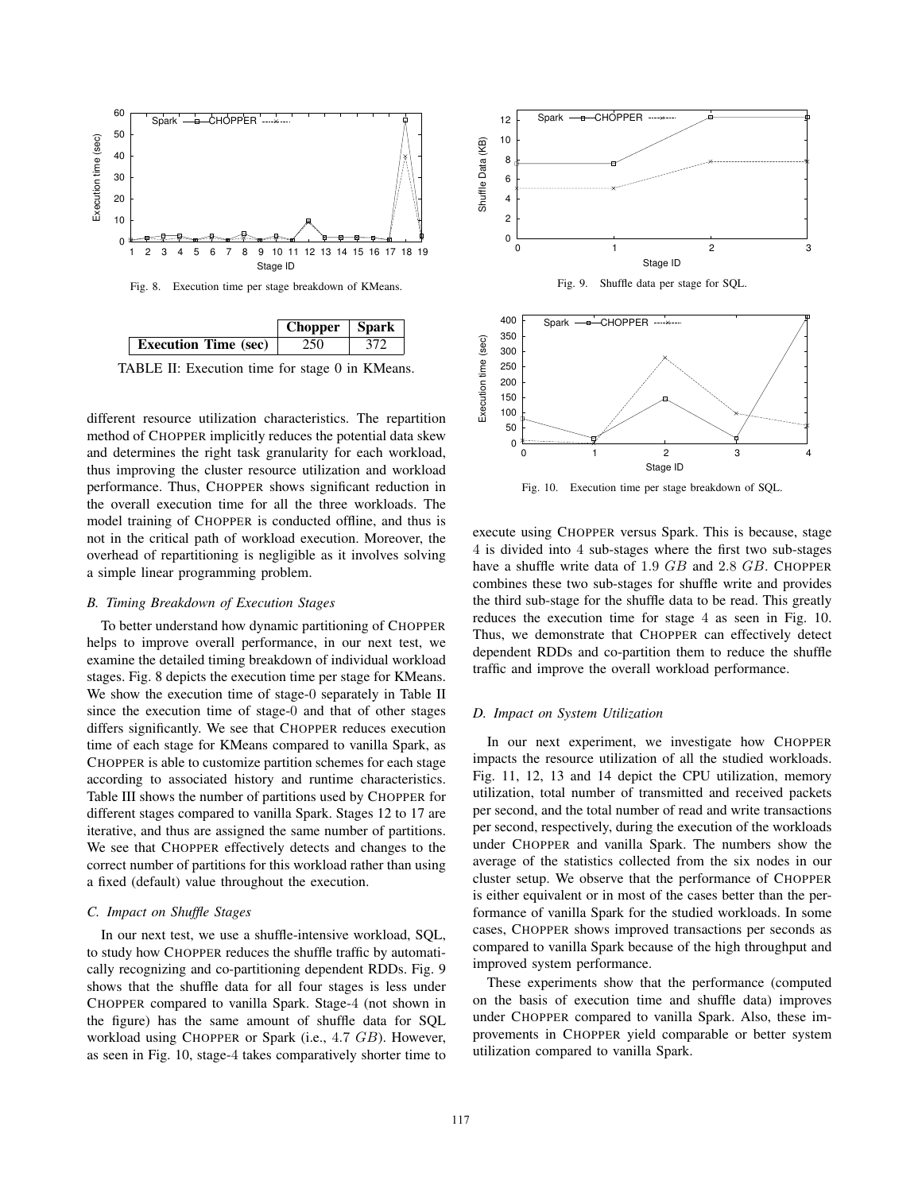Fig. 8. Execution time per stage breakdown of KMeans.

|  | Chopper | Spark |
| --- | --- | --- |
| **Execution Time (sec)** | 250 | 372 |

TABLE II: Execution time for stage 0 in KMeans.

different resource utilization characteristics. The repartition method of CHOPPER implicitly reduces the potential data skew and determines the right task granularity for each workload, thus improving the cluster resource utilization and workload performance. Thus, CHOPPER shows significant reduction in the overall execution time for all the three workloads. The model training of CHOPPER is conducted offline, and thus is not in the critical path of workload execution. Moreover, the overhead of repartitioning is negligible as it involves solving a simple linear programming problem.

### *B. Timing Breakdown of Execution Stages*

To better understand how dynamic partitioning of CHOPPER helps to improve overall performance, in our next test, we examine the detailed timing breakdown of individual workload stages. Fig. 8 depicts the execution time per stage for KMeans. We show the execution time of stage-0 separately in Table II since the execution time of stage-0 and that of other stages differs significantly. We see that CHOPPER reduces execution time of each stage for KMeans compared to vanilla Spark, as CHOPPER is able to customize partition schemes for each stage according to associated history and runtime characteristics. Table III shows the number of partitions used by CHOPPER for different stages compared to vanilla Spark. Stages 12 to 17 are iterative, and thus are assigned the same number of partitions. We see that CHOPPER effectively detects and changes to the correct number of partitions for this workload rather than using a fixed (default) value throughout the execution.

### *C. Impact on Shuffle Stages*

In our next test, we use a shuffle-intensive workload, SQL, to study how CHOPPER reduces the shuffle traffic by automatically recognizing and co-partitioning dependent RDDs. Fig. 9 shows that the shuffle data for all four stages is less under CHOPPER compared to vanilla Spark. Stage-4 (not shown in the figure) has the same amount of shuffle data for SQL workload using CHOPPER or Spark (i.e., $4.7\ GB$). However, as seen in Fig. 10, stage-4 takes comparatively shorter time to execute using CHOPPER versus Spark. This is because, stage 4 is divided into 4 sub-stages where the first two sub-stages have a shuffle write data of $1.9\ GB$ and $2.8\ GB$. CHOPPER combines these two sub-stages for shuffle write and provides the third sub-stage for the shuffle data to be read. This greatly reduces the execution time for stage 4 as seen in Fig. 10. Thus, we demonstrate that CHOPPER can effectively detect dependent RDDs and co-partition them to reduce the shuffle traffic and improve the overall workload performance.

Fig. 9. Shuffle data per stage for SQL.

Fig. 10. Execution time per stage breakdown of SQL.

### *D. Impact on System Utilization*

In our next experiment, we investigate how CHOPPER impacts the resource utilization of all the studied workloads. Fig. 11, 12, 13 and 14 depict the CPU utilization, memory utilization, total number of transmitted and received packets per second, and the total number of read and write transactions per second, respectively, during the execution of the workloads under CHOPPER and vanilla Spark. The numbers show the average of the statistics collected from the six nodes in our cluster setup. We observe that the performance of CHOPPER is either equivalent or in most of the cases better than the performance of vanilla Spark for the studied workloads. In some cases, CHOPPER shows improved transactions per seconds as compared to vanilla Spark because of the high throughput and improved system performance.

These experiments show that the performance (computed on the basis of execution time and shuffle data) improves under CHOPPER compared to vanilla Spark. Also, these improvements in CHOPPER yield comparable or better system utilization compared to vanilla Spark.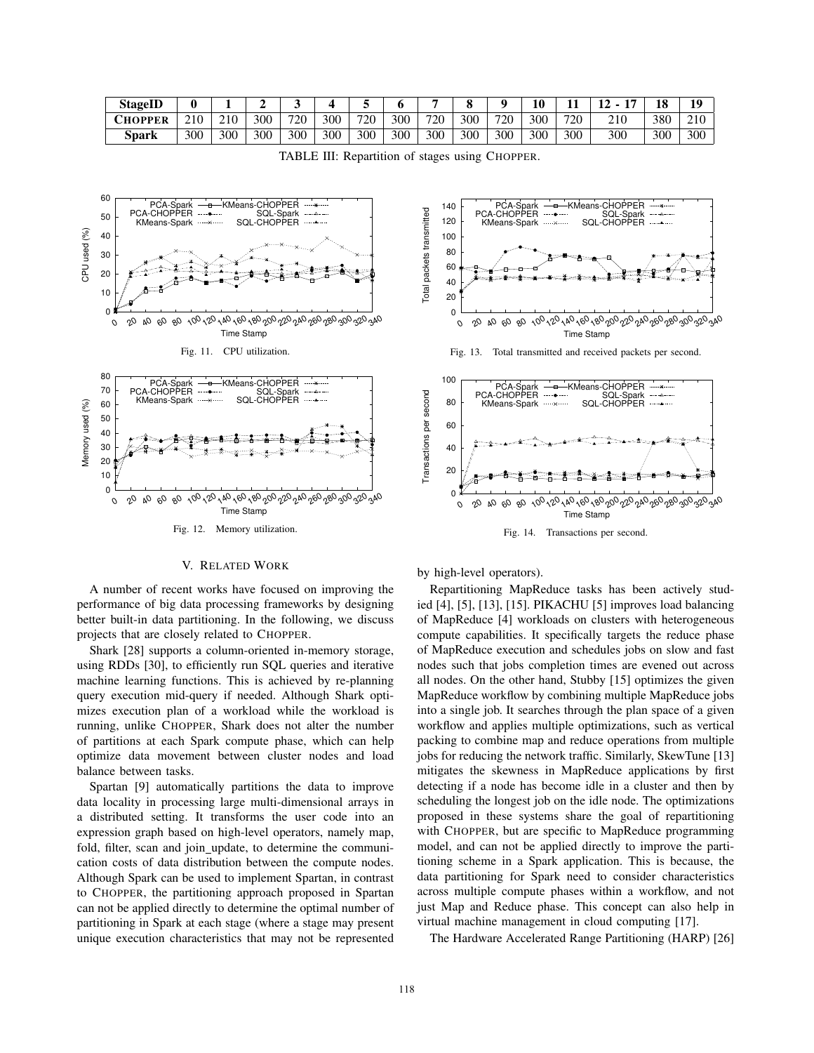| StageID | 0 | 1 | 2 | 3 | 4 | 5 | 6 | 7 | 8 | 9 | 10 | 11 | 12 - 17 | 18 | 19 |
|---|---|---|---|---|---|---|---|---|---|---|---|---|---|---|---|
| CHOPPER | 210 | 210 | 300 | 720 | 300 | 720 | 300 | 720 | 300 | 720 | 300 | 720 | 210 | 380 | 210 |
| Spark | 300 | 300 | 300 | 300 | 300 | 300 | 300 | 300 | 300 | 300 | 300 | 300 | 300 | 300 | 300 |

TABLE III: Repartition of stages using CHOPPER.

Fig. 11. CPU utilization.

Fig. 12. Memory utilization.

Fig. 13. Total transmitted and received packets per second.

Fig. 14. Transactions per second.

## V. Related Work

A number of recent works have focused on improving the performance of big data processing frameworks by designing better built-in data partitioning. In the following, we discuss projects that are closely related to CHOPPER.

Shark [28] supports a column-oriented in-memory storage, using RDDs [30], to efficiently run SQL queries and iterative machine learning functions. This is achieved by re-planning query execution mid-query if needed. Although Shark optimizes execution plan of a workload while the workload is running, unlike CHOPPER, Shark does not alter the number of partitions at each Spark compute phase, which can help optimize data movement between cluster nodes and load balance between tasks.

Spartan [9] automatically partitions the data to improve data locality in processing large multi-dimensional arrays in a distributed setting. It transforms the user code into an expression graph based on high-level operators, namely map, fold, filter, scan and join_update, to determine the communication costs of data distribution between the compute nodes. Although Spark can be used to implement Spartan, in contrast to CHOPPER, the partitioning approach proposed in Spartan can not be applied directly to determine the optimal number of partitioning in Spark at each stage (where a stage may present unique execution characteristics that may not be represented by high-level operators).

Repartitioning MapReduce tasks has been actively studied [4], [5], [13], [15]. PIKACHU [5] improves load balancing of MapReduce [4] workloads on clusters with heterogeneous compute capabilities. It specifically targets the reduce phase of MapReduce execution and schedules jobs on slow and fast nodes such that jobs completion times are evened out across all nodes. On the other hand, Stubby [15] optimizes the given MapReduce workflow by combining multiple MapReduce jobs into a single job. It searches through the plan space of a given workflow and applies multiple optimizations, such as vertical packing to combine map and reduce operations from multiple jobs for reducing the network traffic. Similarly, SkewTune [13] mitigates the skewness in MapReduce applications by first detecting if a node has become idle in a cluster and then by scheduling the longest job on the idle node. The optimizations proposed in these systems share the goal of repartitioning with CHOPPER, but are specific to MapReduce programming model, and can not be applied directly to improve the partitioning scheme in a Spark application. This is because, the data partitioning for Spark need to consider characteristics across multiple compute phases within a workflow, and not just Map and Reduce phase. This concept can also help in virtual machine management in cloud computing [17].

The Hardware Accelerated Range Partitioning (HARP) [26]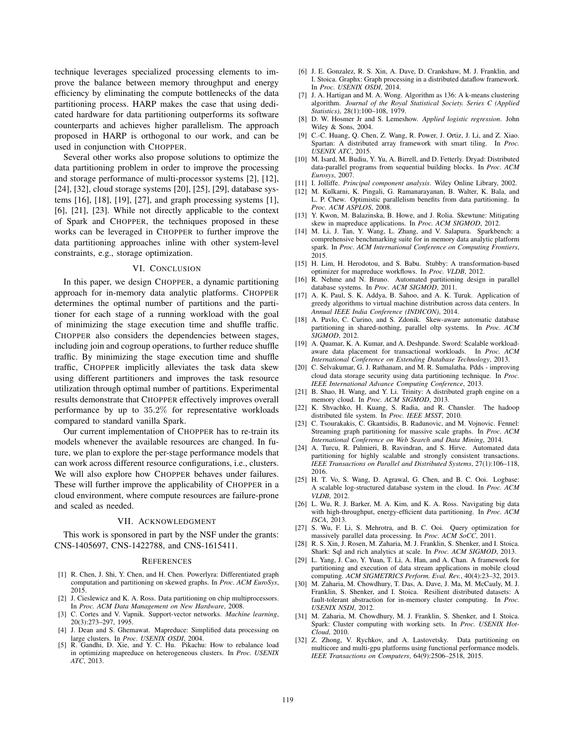technique leverages specialized processing elements to improve the balance between memory throughput and energy efficiency by eliminating the compute bottlenecks of the data partitioning process. HARP makes the case that using dedicated hardware for data partitioning outperforms its software counterparts and achieves higher parallelism. The approach proposed in HARP is orthogonal to our work, and can be used in conjunction with CHOPPER.

Several other works also propose solutions to optimize the data partitioning problem in order to improve the processing and storage performance of multi-processor systems [2], [12], [24], [32], cloud storage systems [20], [25], [29], database systems [16], [18], [19], [27], and graph processing systems [1], [6], [21], [23]. While not directly applicable to the context of Spark and CHOPPER, the techniques proposed in these works can be leveraged in CHOPPER to further improve the data partitioning approaches inline with other system-level constraints, e.g., storage optimization.

## VI. Conclusion

In this paper, we design CHOPPER, a dynamic partitioning approach for in-memory data analytic platforms. CHOPPER determines the optimal number of partitions and the partitioner for each stage of a running workload with the goal of minimizing the stage execution time and shuffle traffic. CHOPPER also considers the dependencies between stages, including join and cogroup operations, to further reduce shuffle traffic. By minimizing the stage execution time and shuffle traffic, CHOPPER implicitly alleviates the task data skew using different partitioners and improves the task resource utilization through optimal number of partitions. Experimental results demonstrate that CHOPPER effectively improves overall performance by up to $35.2\%$ for representative workloads compared to standard vanilla Spark.

Our current implementation of CHOPPER has to re-train its models whenever the available resources are changed. In future, we plan to explore the per-stage performance models that can work across different resource configurations, i.e., clusters. We will also explore how CHOPPER behaves under failures. These will further improve the applicability of CHOPPER in a cloud environment, where compute resources are failure-prone and scaled as needed.

## VII. Acknowledgment

This work is sponsored in part by the NSF under the grants: CNS-1405697, CNS-1422788, and CNS-1615411.

## References

[1] R. Chen, J. Shi, Y. Chen, and H. Chen. Powerlyra: Differentiated graph computation and partitioning on skewed graphs. In *Proc. ACM EuroSys*, 2015.

[2] J. Cieslewicz and K. A. Ross. Data partitioning on chip multiprocessors. In *Proc. ACM Data Management on New Hardware*, 2008.

[3] C. Cortes and V. Vapnik. Support-vector networks. *Machine learning*, 20(3):273–297, 1995.

[4] J. Dean and S. Ghemawat. Mapreduce: Simplified data processing on large clusters. In *Proc. USENIX OSDI*, 2004.

[5] R. Gandhi, D. Xie, and Y. C. Hu. Pikachu: How to rebalance load in optimizing mapreduce on heterogeneous clusters. In *Proc. USENIX ATC*, 2013.

[6] J. E. Gonzalez, R. S. Xin, A. Dave, D. Crankshaw, M. J. Franklin, and I. Stoica. Graphx: Graph processing in a distributed dataflow framework. In *Proc. USENIX OSDI*, 2014.

[7] J. A. Hartigan and M. A. Wong. Algorithm as 136: A k-means clustering algorithm. *Journal of the Royal Statistical Society. Series C (Applied Statistics)*, 28(1):100–108, 1979.

[8] D. W. Hosmer Jr and S. Lemeshow. *Applied logistic regression*. John Wiley & Sons, 2004.

[9] C.-C. Huang, Q. Chen, Z. Wang, R. Power, J. Ortiz, J. Li, and Z. Xiao. Spartan: A distributed array framework with smart tiling. In *Proc. USENIX ATC*, 2015.

[10] M. Isard, M. Budiu, Y. Yu, A. Birrell, and D. Fetterly. Dryad: Distributed data-parallel programs from sequential building blocks. In *Proc. ACM Eurosys*, 2007.

[11] I. Jolliffe. *Principal component analysis*. Wiley Online Library, 2002.

[12] M. Kulkarni, K. Pingali, G. Ramanarayanan, B. Walter, K. Bala, and L. P. Chew. Optimistic parallelism benefits from data partitioning. In *Proc. ACM ASPLOS*, 2008.

[13] Y. Kwon, M. Balazinska, B. Howe, and J. Rolia. Skewtune: Mitigating skew in mapreduce applications. In *Proc. ACM SIGMOD*, 2012.

[14] M. Li, J. Tan, Y. Wang, L. Zhang, and V. Salapura. Sparkbench: a comprehensive benchmarking suite for in memory data analytic platform spark. In *Proc. ACM International Conference on Computing Frontiers*, 2015.

[15] H. Lim, H. Herodotou, and S. Babu. Stubby: A transformation-based optimizer for mapreduce workflows. In *Proc. VLDB*, 2012.

[16] R. Nehme and N. Bruno. Automated partitioning design in parallel database systems. In *Proc. ACM SIGMOD*, 2011.

[17] A. K. Paul, S. K. Addya, B. Sahoo, and A. K. Turuk. Application of greedy algorithms to virtual machine distribution across data centers. In *Annual IEEE India Conference (INDICON)*, 2014.

[18] A. Pavlo, C. Curino, and S. Zdonik. Skew-aware automatic database partitioning in shared-nothing, parallel oltp systems. In *Proc. ACM SIGMOD*, 2012.

[19] A. Quamar, K. A. Kumar, and A. Deshpande. Sword: Scalable workload-aware data placement for transactional workloads. In *Proc. ACM International Conference on Extending Database Technology*, 2013.

[20] C. Selvakumar, G. J. Rathanam, and M. R. Sumalatha. Pdds - improving cloud data storage security using data partitioning technique. In *Proc. IEEE International Advance Computing Conference*, 2013.

[21] B. Shao, H. Wang, and Y. Li. Trinity: A distributed graph engine on a memory cloud. In *Proc. ACM SIGMOD*, 2013.

[22] K. Shvachko, H. Kuang, S. Radia, and R. Chansler. The hadoop distributed file system. In *Proc. IEEE MSST*, 2010.

[23] C. Tsourakakis, C. Gkantsidis, B. Radunovic, and M. Vojnovic. Fennel: Streaming graph partitioning for massive scale graphs. In *Proc. ACM International Conference on Web Search and Data Mining*, 2014.

[24] A. Turcu, R. Palmieri, B. Ravindran, and S. Hirve. Automated data partitioning for highly scalable and strongly consistent transactions. *IEEE Transactions on Parallel and Distributed Systems*, 27(1):106–118, 2016.

[25] H. T. Vo, S. Wang, D. Agrawal, G. Chen, and B. C. Ooi. Logbase: A scalable log-structured database system in the cloud. In *Proc. ACM VLDB*, 2012.

[26] L. Wu, R. J. Barker, M. A. Kim, and K. A. Ross. Navigating big data with high-throughput, energy-efficient data partitioning. In *Proc. ACM ISCA*, 2013.

[27] S. Wu, F. Li, S. Mehrotra, and B. C. Ooi. Query optimization for massively parallel data processing. In *Proc. ACM SoCC*, 2011.

[28] R. S. Xin, J. Rosen, M. Zaharia, M. J. Franklin, S. Shenker, and I. Stoica. Shark: Sql and rich analytics at scale. In *Proc. ACM SIGMOD*, 2013.

[29] L. Yang, J. Cao, Y. Yuan, T. Li, A. Han, and A. Chan. A framework for partitioning and execution of data stream applications in mobile cloud computing. *ACM SIGMETRICS Perform. Eval. Rev.*, 40(4):23–32, 2013.

[30] M. Zaharia, M. Chowdhury, T. Das, A. Dave, J. Ma, M. McCauly, M. J. Franklin, S. Shenker, and I. Stoica. Resilient distributed datasets: A fault-tolerant abstraction for in-memory cluster computing. In *Proc. USENIX NSDI*, 2012.

[31] M. Zaharia, M. Chowdhury, M. J. Franklin, S. Shenker, and I. Stoica. Spark: Cluster computing with working sets. In *Proc. USENIX Hot-Cloud*, 2010.

[32] Z. Zhong, V. Rychkov, and A. Lastovetsky. Data partitioning on multicore and multi-gpu platforms using functional performance models. *IEEE Transactions on Computers*, 64(9):2506–2518, 2015.